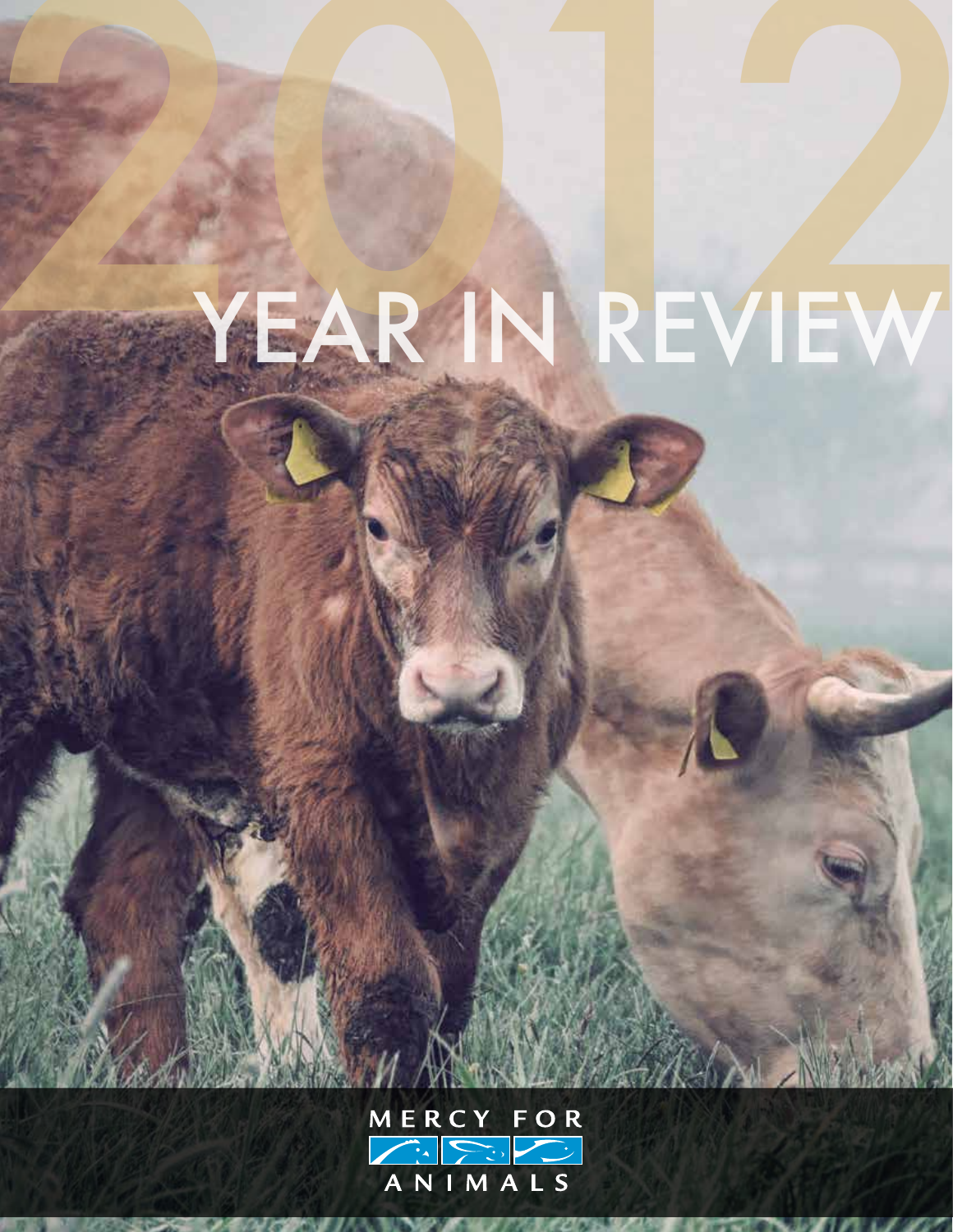# 2012 YEAR IN REVIEW

MERCY FOR ANIMALS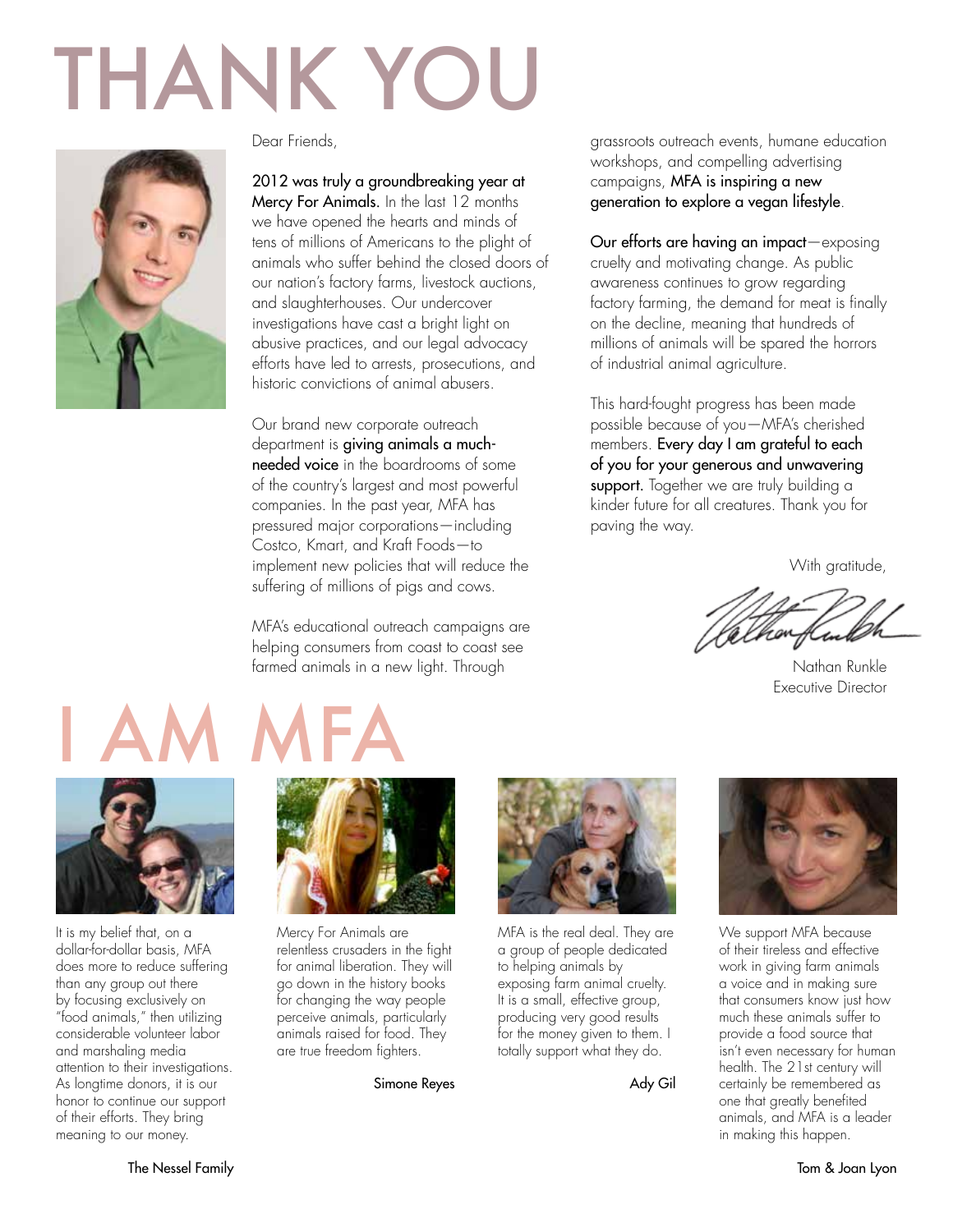# THANK YOU

Dear Friends,

**2012 was truly a groundbreaking year at Mercy For Animals.** In the last 12 months we have opened the hearts and minds of tens of millions of Americans to the plight of animals who suffer behind the closed doors of our nation's factory farms, livestock auctions, and slaughterhouses. Our undercover investigations have cast a bright light on abusive practices, and our legal advocacy efforts have led to arrests, prosecutions, and historic convictions of animal abusers.

Our brand new corporate outreach department is **giving animals a much-needed voice** in the boardrooms of some of the country's largest and most powerful companies. In the past year, MFA has pressured major corporations—including Costco, Kmart, and Kraft Foods—to implement new policies that will reduce the suffering of millions of pigs and cows.

MFA's educational outreach campaigns are helping consumers from coast to coast see farmed animals in a new light. Through grassroots outreach events, humane education workshops, and compelling advertising campaigns, **MFA is inspiring a new generation to explore a vegan lifestyle**.

**Our efforts are having an impact**—exposing cruelty and motivating change. As public awareness continues to grow regarding factory farming, the demand for meat is finally on the decline, meaning that hundreds of millions of animals will be spared the horrors of industrial animal agriculture.

This hard-fought progress has been made possible because of you—MFA's cherished members. **Every day I am grateful to each of you for your generous and unwavering support.** Together we are truly building a kinder future for all creatures. Thank you for paving the way.

With gratitude,

Nathan Runkle
Executive Director

# I AM MFA

It is my belief that, on a dollar-for-dollar basis, MFA does more to reduce suffering than any group out there by focusing exclusively on "food animals," then utilizing considerable volunteer labor and marshaling media attention to their investigations. As longtime donors, it is our honor to continue our support of their efforts. They bring meaning to our money.

The Nessel Family

Mercy For Animals are relentless crusaders in the fight for animal liberation. They will go down in the history books for changing the way people perceive animals, particularly animals raised for food. They are true freedom fighters.

Simone Reyes

MFA is the real deal. They are a group of people dedicated to helping animals by exposing farm animal cruelty. It is a small, effective group, producing very good results for the money given to them. I totally support what they do.

Ady Gil

We support MFA because of their tireless and effective work in giving farm animals a voice and in making sure that consumers know just how much these animals suffer to provide a food source that isn't even necessary for human health. The 21st century will certainly be remembered as one that greatly benefited animals, and MFA is a leader in making this happen.

Tom & Joan Lyon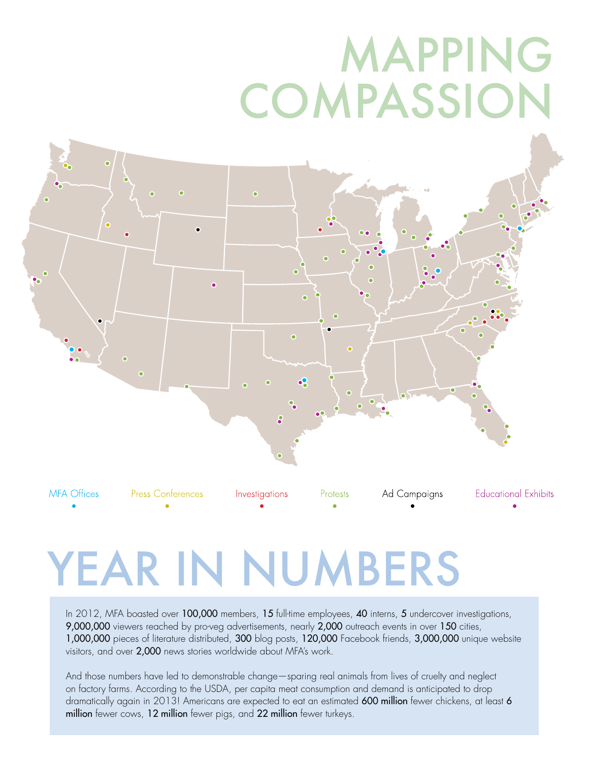# MAPPING COMPASSION

MFA Offices • Press Conferences • Investigations • Protests • Ad Campaigns • Educational Exhibits

# YEAR IN NUMBERS

In 2012, MFA boasted over **100,000** members, **15** full-time employees, **40** interns, **5** undercover investigations, **9,000,000** viewers reached by pro-veg advertisements, nearly **2,000** outreach events in over **150** cities, **1,000,000** pieces of literature distributed, **300** blog posts, **120,000** Facebook friends, **3,000,000** unique website visitors, and over **2,000** news stories worldwide about MFA's work.

And those numbers have led to demonstrable change—sparing real animals from lives of cruelty and neglect on factory farms. According to the USDA, per capita meat consumption and demand is anticipated to drop dramatically again in 2013! Americans are expected to eat an estimated **600 million** fewer chickens, at least **6 million** fewer cows, **12 million** fewer pigs, and **22 million** fewer turkeys.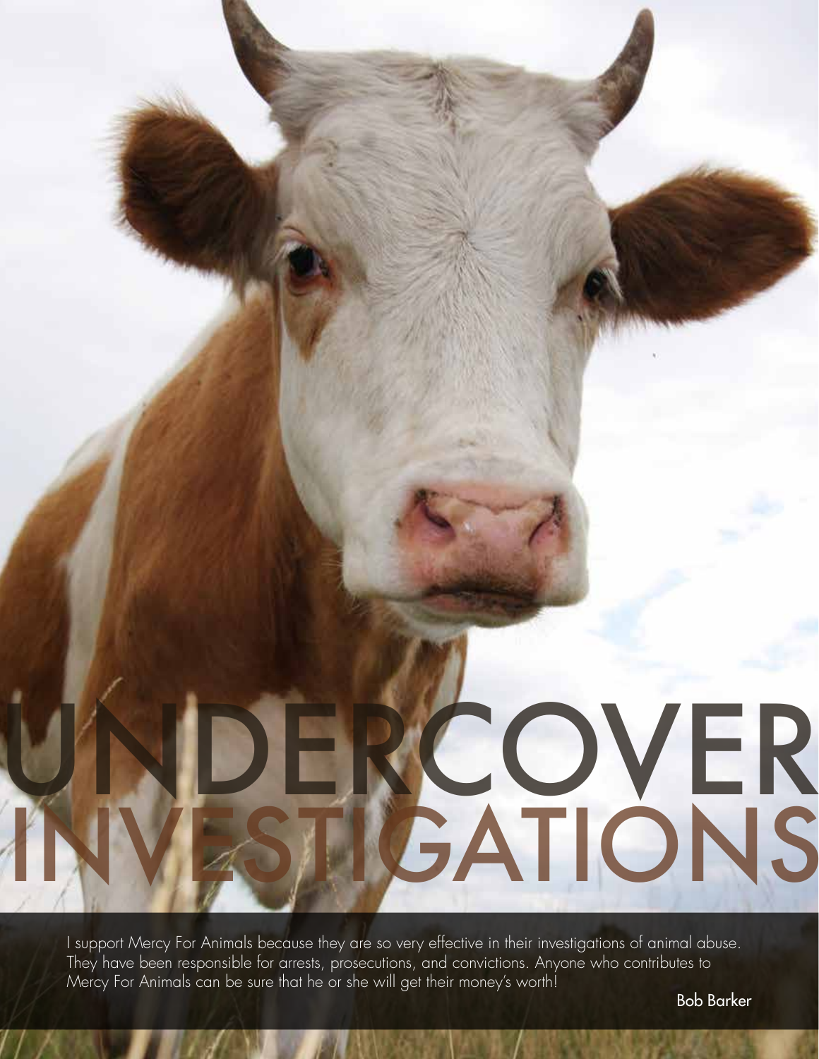# UNDERCOVER INVESTIGATIONS

I support Mercy For Animals because they are so very effective in their investigations of animal abuse. They have been responsible for arrests, prosecutions, and convictions. Anyone who contributes to Mercy For Animals can be sure that he or she will get their money's worth!

Bob Barker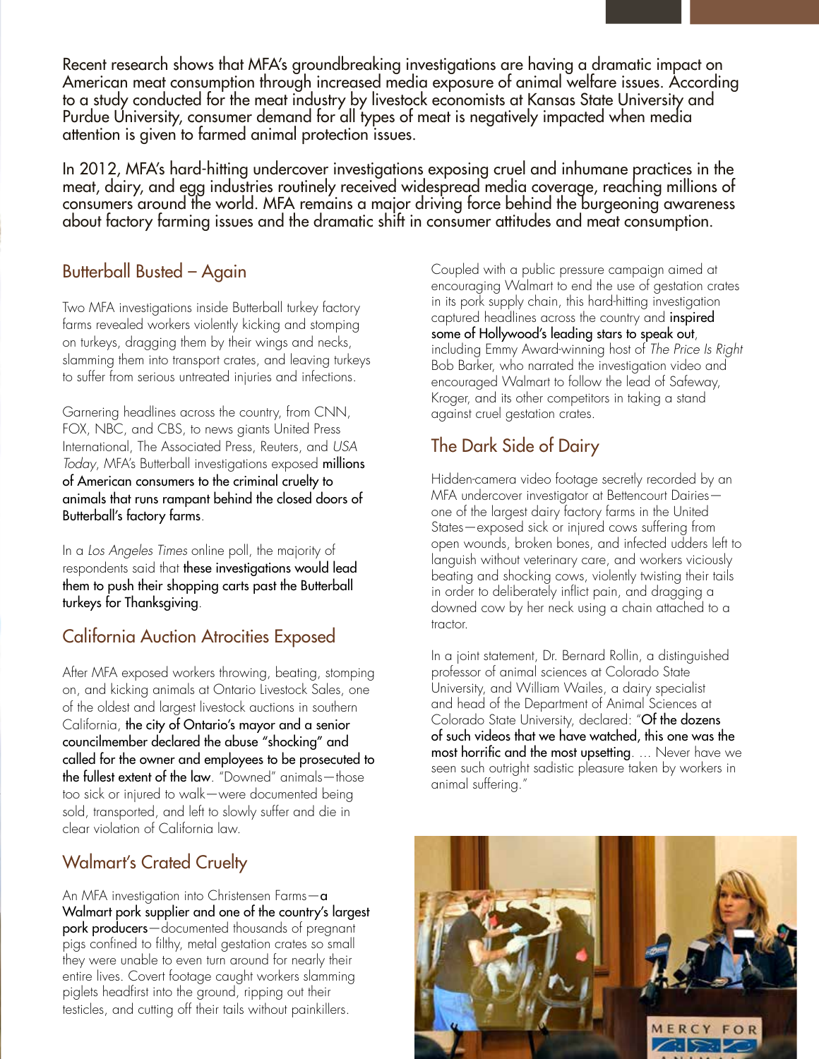Recent research shows that MFA's groundbreaking investigations are having a dramatic impact on American meat consumption through increased media exposure of animal welfare issues. According to a study conducted for the meat industry by livestock economists at Kansas State University and Purdue University, consumer demand for all types of meat is negatively impacted when media attention is given to farmed animal protection issues.

In 2012, MFA's hard-hitting undercover investigations exposing cruel and inhumane practices in the meat, dairy, and egg industries routinely received widespread media coverage, reaching millions of consumers around the world. MFA remains a major driving force behind the burgeoning awareness about factory farming issues and the dramatic shift in consumer attitudes and meat consumption.

## Butterball Busted – Again

Two MFA investigations inside Butterball turkey factory farms revealed workers violently kicking and stomping on turkeys, dragging them by their wings and necks, slamming them into transport crates, and leaving turkeys to suffer from serious untreated injuries and infections.

Garnering headlines across the country, from CNN, FOX, NBC, and CBS, to news giants United Press International, The Associated Press, Reuters, and *USA Today*, MFA's Butterball investigations exposed **millions of American consumers to the criminal cruelty to animals that runs rampant behind the closed doors of Butterball's factory farms**.

In a *Los Angeles Times* online poll, the majority of respondents said that **these investigations would lead them to push their shopping carts past the Butterball turkeys for Thanksgiving**.

## California Auction Atrocities Exposed

After MFA exposed workers throwing, beating, stomping on, and kicking animals at Ontario Livestock Sales, one of the oldest and largest livestock auctions in southern California, **the city of Ontario's mayor and a senior councilmember declared the abuse "shocking" and called for the owner and employees to be prosecuted to the fullest extent of the law**. "Downed" animals—those too sick or injured to walk—were documented being sold, transported, and left to slowly suffer and die in clear violation of California law.

## Walmart's Crated Cruelty

An MFA investigation into Christensen Farms—**a Walmart pork supplier and one of the country's largest pork producers**—documented thousands of pregnant pigs confined to filthy, metal gestation crates so small they were unable to even turn around for nearly their entire lives. Covert footage caught workers slamming piglets headfirst into the ground, ripping out their testicles, and cutting off their tails without painkillers.

Coupled with a public pressure campaign aimed at encouraging Walmart to end the use of gestation crates in its pork supply chain, this hard-hitting investigation captured headlines across the country and **inspired some of Hollywood's leading stars to speak out**, including Emmy Award-winning host of *The Price Is Right* Bob Barker, who narrated the investigation video and encouraged Walmart to follow the lead of Safeway, Kroger, and its other competitors in taking a stand against cruel gestation crates.

## The Dark Side of Dairy

Hidden-camera video footage secretly recorded by an MFA undercover investigator at Bettencourt Dairies—one of the largest dairy factory farms in the United States—exposed sick or injured cows suffering from open wounds, broken bones, and infected udders left to languish without veterinary care, and workers viciously beating and shocking cows, violently twisting their tails in order to deliberately inflict pain, and dragging a downed cow by her neck using a chain attached to a tractor.

In a joint statement, Dr. Bernard Rollin, a distinguished professor of animal sciences at Colorado State University, and William Wailes, a dairy specialist and head of the Department of Animal Sciences at Colorado State University, declared: "**Of the dozens of such videos that we have watched, this one was the most horrific and the most upsetting**. ... Never have we seen such outright sadistic pleasure taken by workers in animal suffering."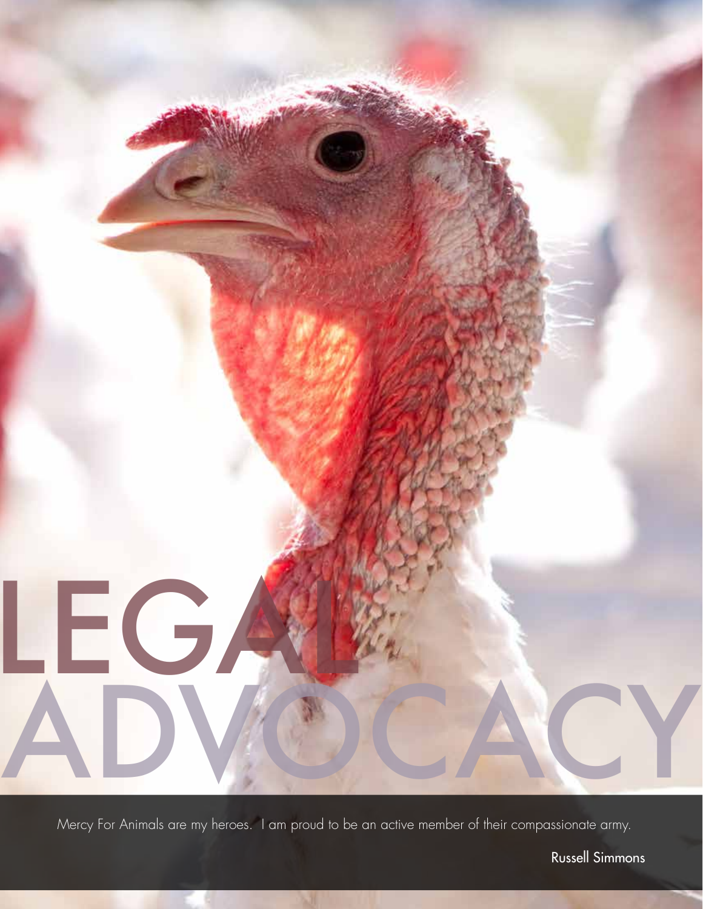# LEGAL ADVOCACY

Mercy For Animals are my heroes. I am proud to be an active member of their compassionate army.

Russell Simmons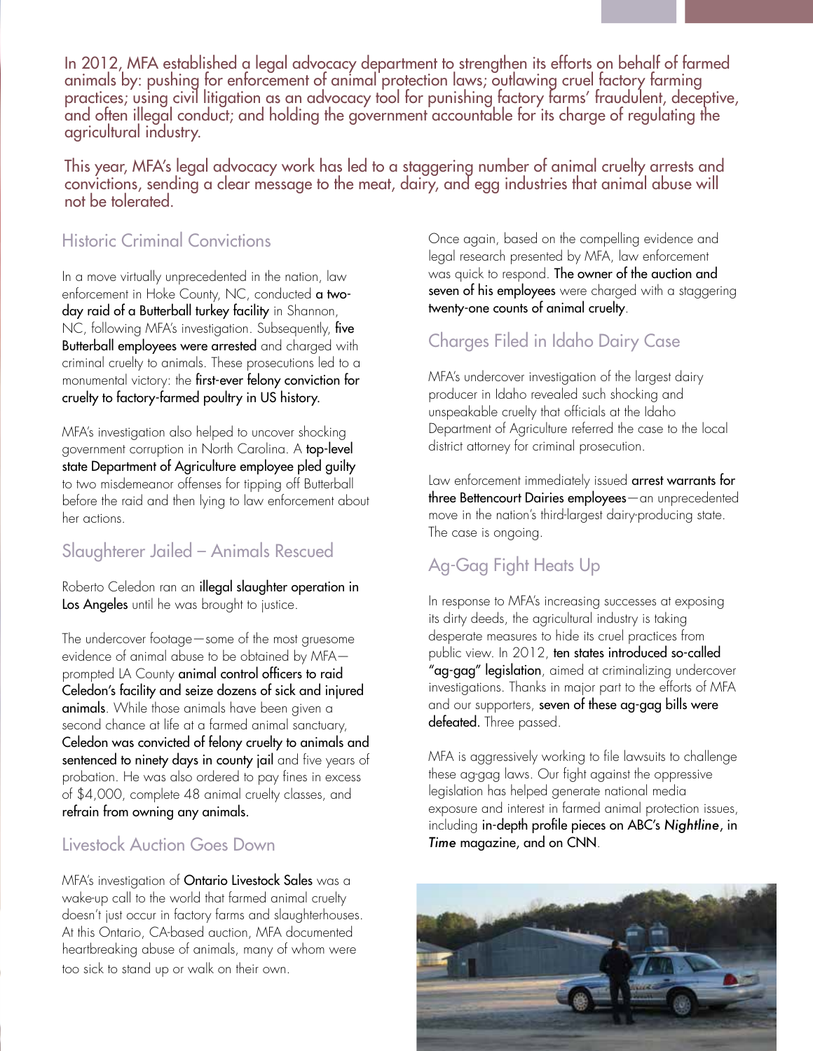In 2012, MFA established a legal advocacy department to strengthen its efforts on behalf of farmed animals by: pushing for enforcement of animal protection laws; outlawing cruel factory farming practices; using civil litigation as an advocacy tool for punishing factory farms' fraudulent, deceptive, and often illegal conduct; and holding the government accountable for its charge of regulating the agricultural industry.

This year, MFA's legal advocacy work has led to a staggering number of animal cruelty arrests and convictions, sending a clear message to the meat, dairy, and egg industries that animal abuse will not be tolerated.

## Historic Criminal Convictions

In a move virtually unprecedented in the nation, law enforcement in Hoke County, NC, conducted **a two-day raid of a Butterball turkey facility** in Shannon, NC, following MFA's investigation. Subsequently, **five Butterball employees were arrested** and charged with criminal cruelty to animals. These prosecutions led to a monumental victory: the **first-ever felony conviction for cruelty to factory-farmed poultry in US history.**

MFA's investigation also helped to uncover shocking government corruption in North Carolina. A **top-level state Department of Agriculture employee pled guilty** to two misdemeanor offenses for tipping off Butterball before the raid and then lying to law enforcement about her actions.

## Slaughterer Jailed – Animals Rescued

Roberto Celedon ran an **illegal slaughter operation in Los Angeles** until he was brought to justice.

The undercover footage—some of the most gruesome evidence of animal abuse to be obtained by MFA—prompted LA County **animal control officers to raid Celedon's facility and seize dozens of sick and injured animals**. While those animals have been given a second chance at life at a farmed animal sanctuary, **Celedon was convicted of felony cruelty to animals and sentenced to ninety days in county jail** and five years of probation. He was also ordered to pay fines in excess of $4,000, complete 48 animal cruelty classes, and **refrain from owning any animals.**

## Livestock Auction Goes Down

MFA's investigation of **Ontario Livestock Sales** was a wake-up call to the world that farmed animal cruelty doesn't just occur in factory farms and slaughterhouses. At this Ontario, CA-based auction, MFA documented heartbreaking abuse of animals, many of whom were too sick to stand up or walk on their own.

Once again, based on the compelling evidence and legal research presented by MFA, law enforcement was quick to respond. **The owner of the auction and seven of his employees** were charged with a staggering **twenty-one counts of animal cruelty**.

## Charges Filed in Idaho Dairy Case

MFA's undercover investigation of the largest dairy producer in Idaho revealed such shocking and unspeakable cruelty that officials at the Idaho Department of Agriculture referred the case to the local district attorney for criminal prosecution.

Law enforcement immediately issued **arrest warrants for three Bettencourt Dairies employees**—an unprecedented move in the nation's third-largest dairy-producing state. The case is ongoing.

## Ag-Gag Fight Heats Up

In response to MFA's increasing successes at exposing its dirty deeds, the agricultural industry is taking desperate measures to hide its cruel practices from public view. In 2012, **ten states introduced so-called "ag-gag" legislation**, aimed at criminalizing undercover investigations. Thanks in major part to the efforts of MFA and our supporters, **seven of these ag-gag bills were defeated.** Three passed.

MFA is aggressively working to file lawsuits to challenge these ag-gag laws. Our fight against the oppressive legislation has helped generate national media exposure and interest in farmed animal protection issues, including **in-depth profile pieces on ABC's *Nightline*, in *Time* magazine, and on CNN**.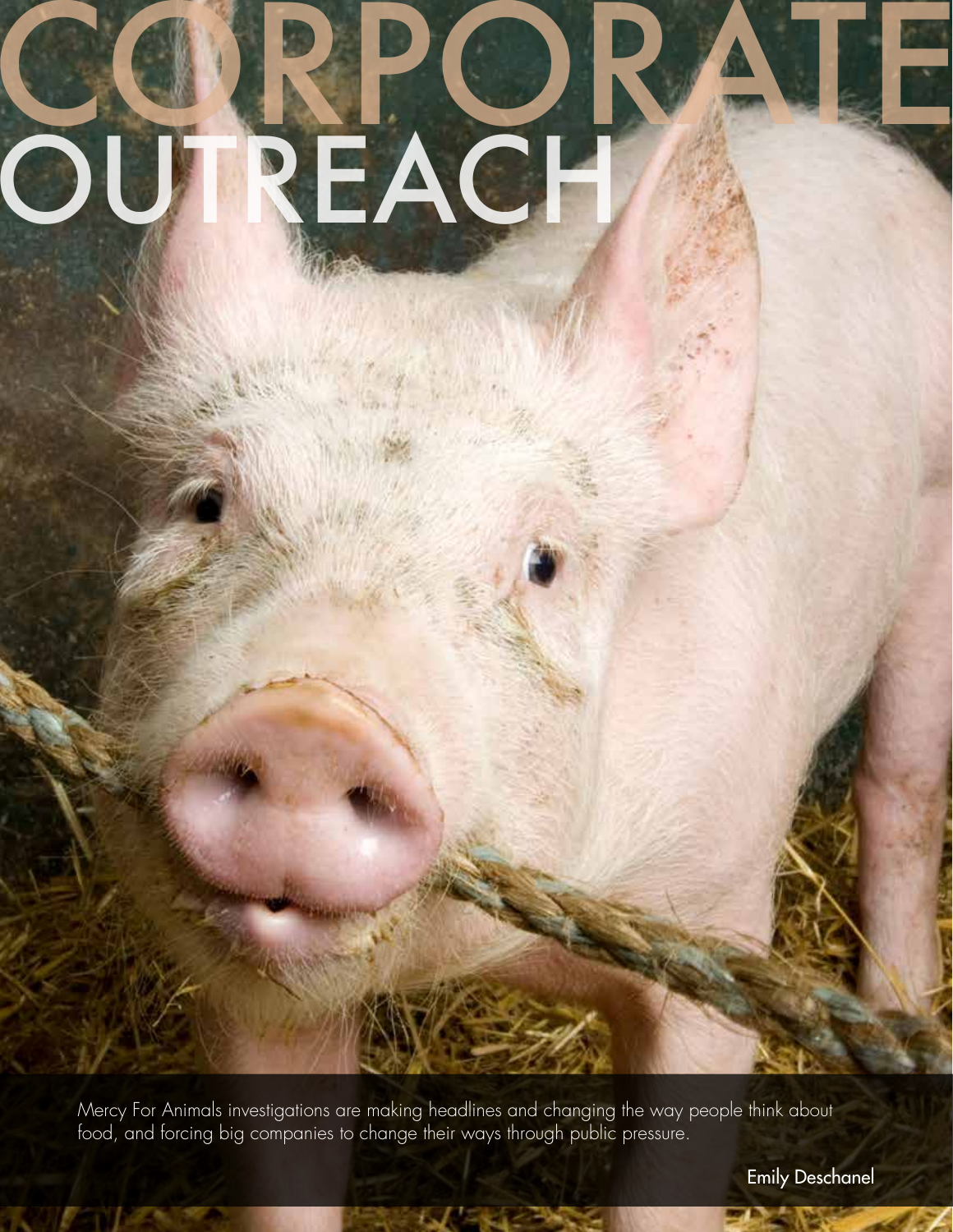# CORPORATE OUTREACH

Mercy For Animals investigations are making headlines and changing the way people think about food, and forcing big companies to change their ways through public pressure.

Emily Deschanel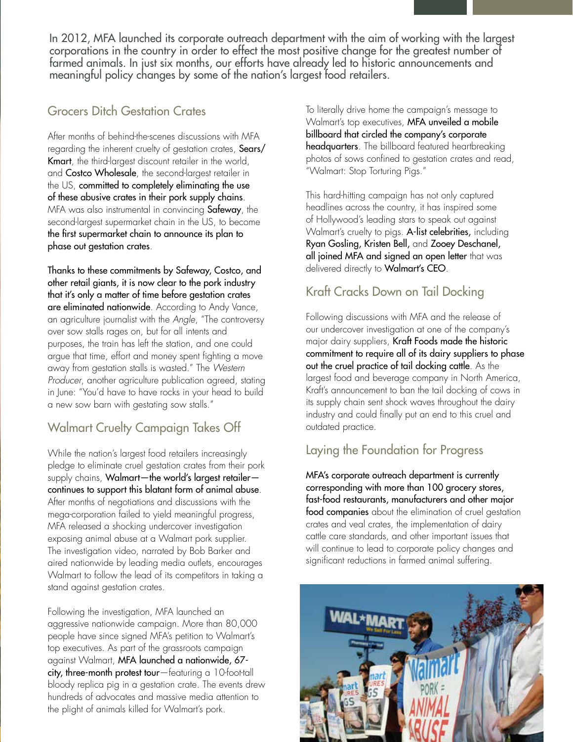In 2012, MFA launched its corporate outreach department with the aim of working with the largest corporations in the country in order to effect the most positive change for the greatest number of farmed animals. In just six months, our efforts have already led to historic announcements and meaningful policy changes by some of the nation's largest food retailers.

## Grocers Ditch Gestation Crates

After months of behind-the-scenes discussions with MFA regarding the inherent cruelty of gestation crates, **Sears/Kmart**, the third-largest discount retailer in the world, and **Costco Wholesale**, the second-largest retailer in the US, **committed to completely eliminating the use of these abusive crates in their pork supply chains**. MFA was also instrumental in convincing **Safeway**, the second-largest supermarket chain in the US, to become **the first supermarket chain to announce its plan to phase out gestation crates**.

**Thanks to these commitments by Safeway, Costco, and other retail giants, it is now clear to the pork industry that it's only a matter of time before gestation crates are eliminated nationwide**. According to Andy Vance, an agriculture journalist with the *Angle*, "The controversy over sow stalls rages on, but for all intents and purposes, the train has left the station, and one could argue that time, effort and money spent fighting a move away from gestation stalls is wasted." The *Western Producer*, another agriculture publication agreed, stating in June: "You'd have to have rocks in your head to build a new sow barn with gestating sow stalls."

## Walmart Cruelty Campaign Takes Off

While the nation's largest food retailers increasingly pledge to eliminate cruel gestation crates from their pork supply chains, **Walmart—the world's largest retailer—continues to support this blatant form of animal abuse**. After months of negotiations and discussions with the mega-corporation failed to yield meaningful progress, MFA released a shocking undercover investigation exposing animal abuse at a Walmart pork supplier. The investigation video, narrated by Bob Barker and aired nationwide by leading media outlets, encourages Walmart to follow the lead of its competitors in taking a stand against gestation crates.

Following the investigation, MFA launched an aggressive nationwide campaign. More than 80,000 people have since signed MFA's petition to Walmart's top executives. As part of the grassroots campaign against Walmart, **MFA launched a nationwide, 67-city, three-month protest tour**—featuring a 10-foot-tall bloody replica pig in a gestation crate. The events drew hundreds of advocates and massive media attention to the plight of animals killed for Walmart's pork.

To literally drive home the campaign's message to Walmart's top executives, **MFA unveiled a mobile billboard that circled the company's corporate headquarters**. The billboard featured heartbreaking photos of sows confined to gestation crates and read, "Walmart: Stop Torturing Pigs."

This hard-hitting campaign has not only captured headlines across the country, it has inspired some of Hollywood's leading stars to speak out against Walmart's cruelty to pigs. **A-list celebrities,** including **Ryan Gosling, Kristen Bell,** and **Zooey Deschanel, all joined MFA and signed an open letter** that was delivered directly to **Walmart's CEO**.

## Kraft Cracks Down on Tail Docking

Following discussions with MFA and the release of our undercover investigation at one of the company's major dairy suppliers, **Kraft Foods made the historic commitment to require all of its dairy suppliers to phase out the cruel practice of tail docking cattle**. As the largest food and beverage company in North America, Kraft's announcement to ban the tail docking of cows in its supply chain sent shock waves throughout the dairy industry and could finally put an end to this cruel and outdated practice.

## Laying the Foundation for Progress

**MFA's corporate outreach department is currently corresponding with more than 100 grocery stores, fast-food restaurants, manufacturers and other major food companies** about the elimination of cruel gestation crates and veal crates, the implementation of dairy cattle care standards, and other important issues that will continue to lead to corporate policy changes and significant reductions in farmed animal suffering.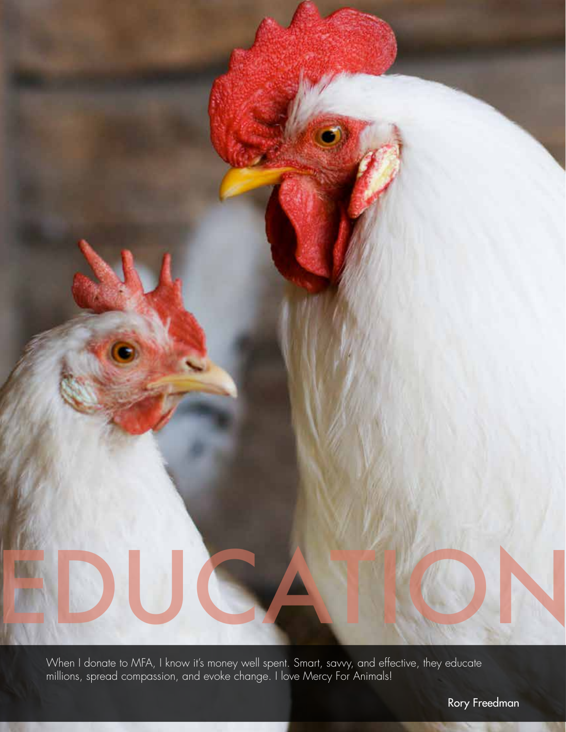# EDUCATION

When I donate to MFA, I know it's money well spent. Smart, savvy, and effective, they educate millions, spread compassion, and evoke change. I love Mercy For Animals!

Rory Freedman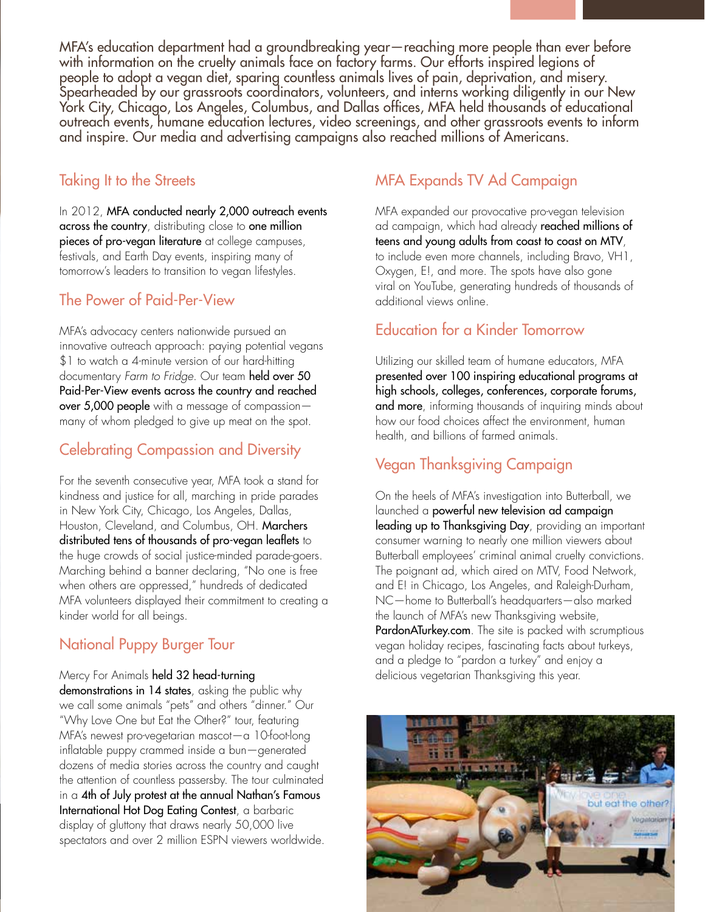MFA's education department had a groundbreaking year—reaching more people than ever before with information on the cruelty animals face on factory farms. Our efforts inspired legions of people to adopt a vegan diet, sparing countless animals lives of pain, deprivation, and misery. Spearheaded by our grassroots coordinators, volunteers, and interns working diligently in our New York City, Chicago, Los Angeles, Columbus, and Dallas offices, MFA held thousands of educational outreach events, humane education lectures, video screenings, and other grassroots events to inform and inspire. Our media and advertising campaigns also reached millions of Americans.

## Taking It to the Streets

In 2012, **MFA conducted nearly 2,000 outreach events across the country**, distributing close to **one million pieces of pro-vegan literature** at college campuses, festivals, and Earth Day events, inspiring many of tomorrow's leaders to transition to vegan lifestyles.

## The Power of Paid-Per-View

MFA's advocacy centers nationwide pursued an innovative outreach approach: paying potential vegans $1 to watch a 4-minute version of our hard-hitting documentary *Farm to Fridge*. Our team **held over 50 Paid-Per-View events across the country and reached over 5,000 people** with a message of compassion—many of whom pledged to give up meat on the spot.

## Celebrating Compassion and Diversity

For the seventh consecutive year, MFA took a stand for kindness and justice for all, marching in pride parades in New York City, Chicago, Los Angeles, Dallas, Houston, Cleveland, and Columbus, OH. **Marchers distributed tens of thousands of pro-vegan leaflets** to the huge crowds of social justice-minded parade-goers. Marching behind a banner declaring, "No one is free when others are oppressed," hundreds of dedicated MFA volunteers displayed their commitment to creating a kinder world for all beings.

## National Puppy Burger Tour

Mercy For Animals **held 32 head-turning demonstrations in 14 states**, asking the public why we call some animals "pets" and others "dinner." Our "Why Love One but Eat the Other?" tour, featuring MFA's newest pro-vegetarian mascot—a 10-foot-long inflatable puppy crammed inside a bun—generated dozens of media stories across the country and caught the attention of countless passersby. The tour culminated in a **4th of July protest at the annual Nathan's Famous International Hot Dog Eating Contest**, a barbaric display of gluttony that draws nearly 50,000 live spectators and over 2 million ESPN viewers worldwide.

## MFA Expands TV Ad Campaign

MFA expanded our provocative pro-vegan television ad campaign, which had already **reached millions of teens and young adults from coast to coast on MTV**, to include even more channels, including Bravo, VH1, Oxygen, E!, and more. The spots have also gone viral on YouTube, generating hundreds of thousands of additional views online.

## Education for a Kinder Tomorrow

Utilizing our skilled team of humane educators, MFA **presented over 100 inspiring educational programs at high schools, colleges, conferences, corporate forums, and more**, informing thousands of inquiring minds about how our food choices affect the environment, human health, and billions of farmed animals.

## Vegan Thanksgiving Campaign

On the heels of MFA's investigation into Butterball, we launched a **powerful new television ad campaign leading up to Thanksgiving Day**, providing an important consumer warning to nearly one million viewers about Butterball employees' criminal animal cruelty convictions. The poignant ad, which aired on MTV, Food Network, and E! in Chicago, Los Angeles, and Raleigh-Durham, NC—home to Butterball's headquarters—also marked the launch of MFA's new Thanksgiving website, **PardonATurkey.com**. The site is packed with scrumptious vegan holiday recipes, fascinating facts about turkeys, and a pledge to "pardon a turkey" and enjoy a delicious vegetarian Thanksgiving this year.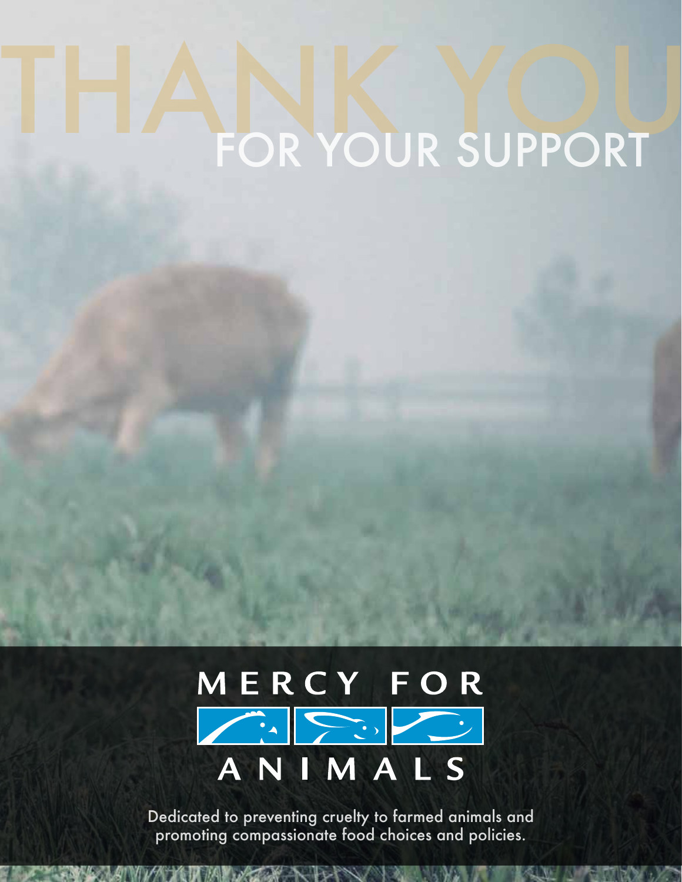# THANK YOU
## FOR YOUR SUPPORT

MERCY FOR ANIMALS

Dedicated to preventing cruelty to farmed animals and promoting compassionate food choices and policies.